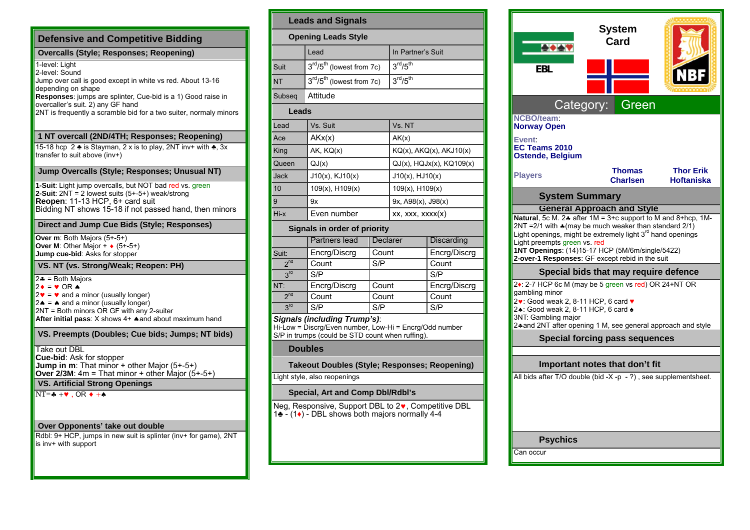## Defensive and Competitive Bidding

### Overcalls (Style; Responses; Reopening)

1-level: Light
2-level: Sound
Jump over call is good except in white vs red. About 13-16 depending on shape
**Responses**: jumps are splinter, Cue-bid is a 1) Good raise in overcaller's suit. 2) any GF hand
2NT is frequently a scramble bid for a two suiter, normaly minors

### 1 NT overcall (2ND/4TH; Responses; Reopening)

15-18 hcp 2 ♣ is Stayman, 2 x is to play, 2NT inv+ with ♣, 3x transfer to suit above (inv+)

### Jump Overcalls (Style; Responses; Unusual NT)

**1-Suit**: Light jump overcalls, but NOT bad red vs. green
**2-Suit**: 2NT = 2 lowest suits (5+-5+) weak/strong
**Reopen**: 11-13 HCP, 6+ card suit
Bidding NT shows 15-18 if not passed hand, then minors

### Direct and Jump Cue Bids (Style; Responses)

**Over m**: Both Majors (5+-5+)
**Over M**: Other Major + ♦ (5+-5+)
**Jump cue-bid**: Asks for stopper

### VS. NT (vs. Strong/Weak; Reopen: PH)

2♣ = Both Majors
2♦ = ♥ OR ♠
2♥ = ♥ and a minor (usually longer)
2♠ = ♠ and a minor (usually longer)
2NT = Both minors OR GF with any 2-suiter
**After initial pass**: X shows 4+ ♠and about maximum hand

### VS. Preempts (Doubles; Cue bids; Jumps; NT bids)

Take out DBL
**Cue-bid**: Ask for stopper
**Jump in m**: That minor + other Major (5+-5+)
**Over 2/3M**: 4m = That minor + other Major (5+-5+)

### VS. Artificial Strong Openings

NT=♣ +♥ , OR ♦ +♠

### Over Opponents' take out double

Rdbl: 9+ HCP, jumps in new suit is splinter (inv+ for game), 2NT is inv+ with support

## Leads and Signals

### Opening Leads Style

| | Lead | In Partner's Suit |
|---|---|---|
| Suit | 3rd/5th (lowest from 7c) | 3rd/5th |
| NT | 3rd/5th (lowest from 7c) | 3rd/5th |
| Subseq | Attitude | |

### Leads

| Lead | Vs. Suit | Vs. NT |
|---|---|---|
| Ace | AKx(x) | AK(x) |
| King | AK, KQ(x) | KQ(x), AKQ(x), AKJ10(x) |
| Queen | QJ(x) | QJ(x), HQJx(x), KQ109(x) |
| Jack | J10(x), KJ10(x) | J10(x), HJ10(x) |
| 10 | 109(x), H109(x) | 109(x), H109(x) |
| 9 | 9x | 9x, A98(x), J98(x) |
| Hi-x | Even number | xx, xxx, xxxx(x) |

### Signals in order of priority

| | | Partners lead | Declarer | Discarding |
|---|---|---|---|---|
| Suit: | | Encrg/Discrg | Count | Encrg/Discrg |
| | 2nd | Count | S/P | Count |
| | 3rd | S/P | | S/P |
| NT: | | Encrg/Discrg | Count | Encrg/Discrg |
| | 2nd | Count | Count | Count |
| | 3rd | S/P | S/P | S/P |

***Signals (including Trump's)***:
Hi-Low = Discrg/Even number, Low-Hi = Encrg/Odd number
S/P in trumps (could be STD count when ruffing).

## Doubles

### Takeout Doubles (Style; Responses; Reopening)

Light style, also reopenings

### Special, Art and Comp Dbl/Rdbl's

Neg, Responsive, Support DBL to 2♥, Competitive DBL
1♣ - (1♦) - DBL shows both majors normally 4-4

## System Card

EBL — NBF

## Category: Green

**NCBO/team**: Norway Open

**Event**: EC Teams 2010 Ostende, Belgium

**Players**: Thomas Charlsen — Thor Erik Hoftaniska

## System Summary

### General Approach and Style

**Natural**, 5c M. 2♣ after 1M = 3+c support to M and 8+hcp, 1M-2NT =2/1 with ♣(may be much weaker than standard 2/1)
Light openings, might be extremely light 3rd hand openings
Light preempts green vs. red
**1NT Openings**: (14)15-17 HCP (5M/6m/single/5422)
**2-over-1 Responses**: GF except rebid in the suit

### Special bids that may require defence

2♦: 2-7 HCP 6c M (may be 5 green vs red) OR 24+NT OR gambling minor
2♥: Good weak 2, 8-11 HCP, 6 card ♥
2♠: Good weak 2, 8-11 HCP, 6 card ♠
3NT: Gambling major
2♣and 2NT after opening 1 M, see general approach and style

### Special forcing pass sequences

### Important notes that don't fit

All bids after T/O double (bid -X -p - ?) , see supplementsheet.

### Psychics

Can occur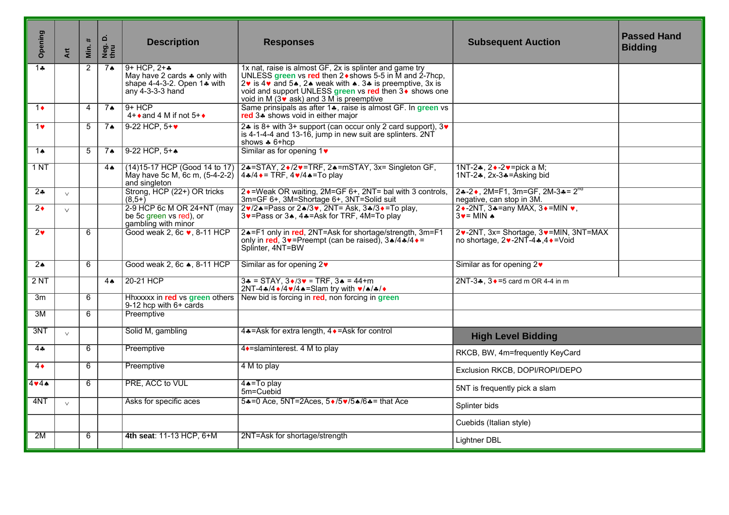| Opening | Art | Min. # | Neg. D. thru | Description | Responses | Subsequent Auction | Passed Hand Bidding |
|---|---|---|---|---|---|---|---|
| 1♣ | | 2 | 7♠ | 9+ HCP, 2+♣ May have 2 cards ♣ only with shape 4-4-3-2. Open 1♣ with any 4-3-3-3 hand | 1x nat, raise is almost GF, 2x is splinter and game try UNLESS green vs red then 2♦shows 5-5 in M and 2-7hcp, 2♥ is 4♥ and 5♠, 2♠ weak with ♠. 3♣ is preemptive, 3x is void and support UNLESS green vs red then 3♦ shows one void in M (3♥ ask) and 3 M is preemptive | | |
| 1♦ | | 4 | 7♠ | 9+ HCP 4+♦and 4 M if not 5+♦ | Same prinsipals as after 1♣, raise is almost GF. In green vs red 3♣ shows void in either major | | |
| 1♥ | | 5 | 7♠ | 9-22 HCP, 5+♥ | 2♣ is 8+ with 3+ support (can occur only 2 card support), 3♥ is 4-1-4-4 and 13-16, jump in new suit are splinters. 2NT shows ♣ 6+hcp | | |
| 1♠ | | 5 | 7♠ | 9-22 HCP, 5+♠ | Similar as for opening 1♥ | | |
| 1 NT | | | 4♠ | (14)15-17 HCP (Good 14 to 17) May have 5c M, 6c m, (5-4-2-2) and singleton | 2♣=STAY, 2♦/2♥=TRF, 2♠=mSTAY, 3x= Singleton GF, 4♣/4♦= TRF, 4♥/4♠=To play | 1NT-2♣, 2♦-2♥=pick a M; 1NT-2♣, 2x-3♣=Asking bid | |
| 2♣ | ∨ | | | Strong, HCP (22+) OR tricks (8,5+) | 2♦=Weak OR waiting, 2M=GF 6+, 2NT= bal with 3 controls, 3m=GF 6+, 3M=Shortage 6+, 3NT=Solid suit | 2♣-2♦, 2M=F1, 3m=GF, 2M-3♣= 2nd negative, can stop in 3M. | |
| 2♦ | ∨ | | | 2-9 HCP 6c M OR 24+NT (may be 5c green vs red), or gambling with minor | 2♥/2♠=Pass or 2♠/3♥, 2NT= Ask, 3♣/3♦=To play, 3♥=Pass or 3♠, 4♣=Ask for TRF, 4M=To play | 2♦-2NT, 3♣=any MAX, 3♦=MIN ♥, 3♥= MIN ♠ | |
| 2♥ | | 6 | | Good weak 2, 6c ♥, 8-11 HCP | 2♠=F1 only in red, 2NT=Ask for shortage/strength, 3m=F1 only in red, 3♥=Preempt (can be raised), 3♠/4♣/4♦= Splinter, 4NT=BW | 2♥-2NT, 3x= Shortage, 3♥=MIN, 3NT=MAX no shortage, 2♥-2NT-4♣,4♦=Void | |
| 2♠ | | 6 | | Good weak 2, 6c ♠, 8-11 HCP | Similar as for opening 2♥ | Similar as for opening 2♥ | |
| 2 NT | | | 4♠ | 20-21 HCP | 3♣ = STAY, 3♦/3♥ = TRF, 3♠ = 44+m 2NT-4♣/4♦/4♥/4♠=Slam try with ♥/♠/♣/♦ | 2NT-3♣, 3♦=5 card m OR 4-4 in m | |
| 3m | | 6 | | Hhxxxxx in red vs green others 9-12 hcp with 6+ cards | New bid is forcing in red, non forcing in green | | |
| 3M | | 6 | | Preemptive | | | |
| 3NT | ∨ | | | Solid M, gambling | 4♣=Ask for extra length, 4♦=Ask for control | **High Level Bidding** | |
| 4♣ | | 6 | | Preemptive | 4♦=slaminterest. 4 M to play | RKCB, BW, 4m=frequently KeyCard | |
| 4♦ | | 6 | | Preemptive | 4 M to play | Exclusion RKCB, DOPI/ROPI/DEPO | |
| 4♥4♠ | | 6 | | PRE, ACC to VUL | 4♠=To play 5m=Cuebid | 5NT is frequently pick a slam | |
| 4NT | ∨ | | | Asks for specific aces | 5♣=0 Ace, 5NT=2Aces, 5♦/5♥/5♠/6♣= that Ace | Splinter bids | |
| | | | | | | Cuebids (Italian style) | |
| 2M | | 6 | | **4th seat**: 11-13 HCP, 6+M | 2NT=Ask for shortage/strength | Lightner DBL | |